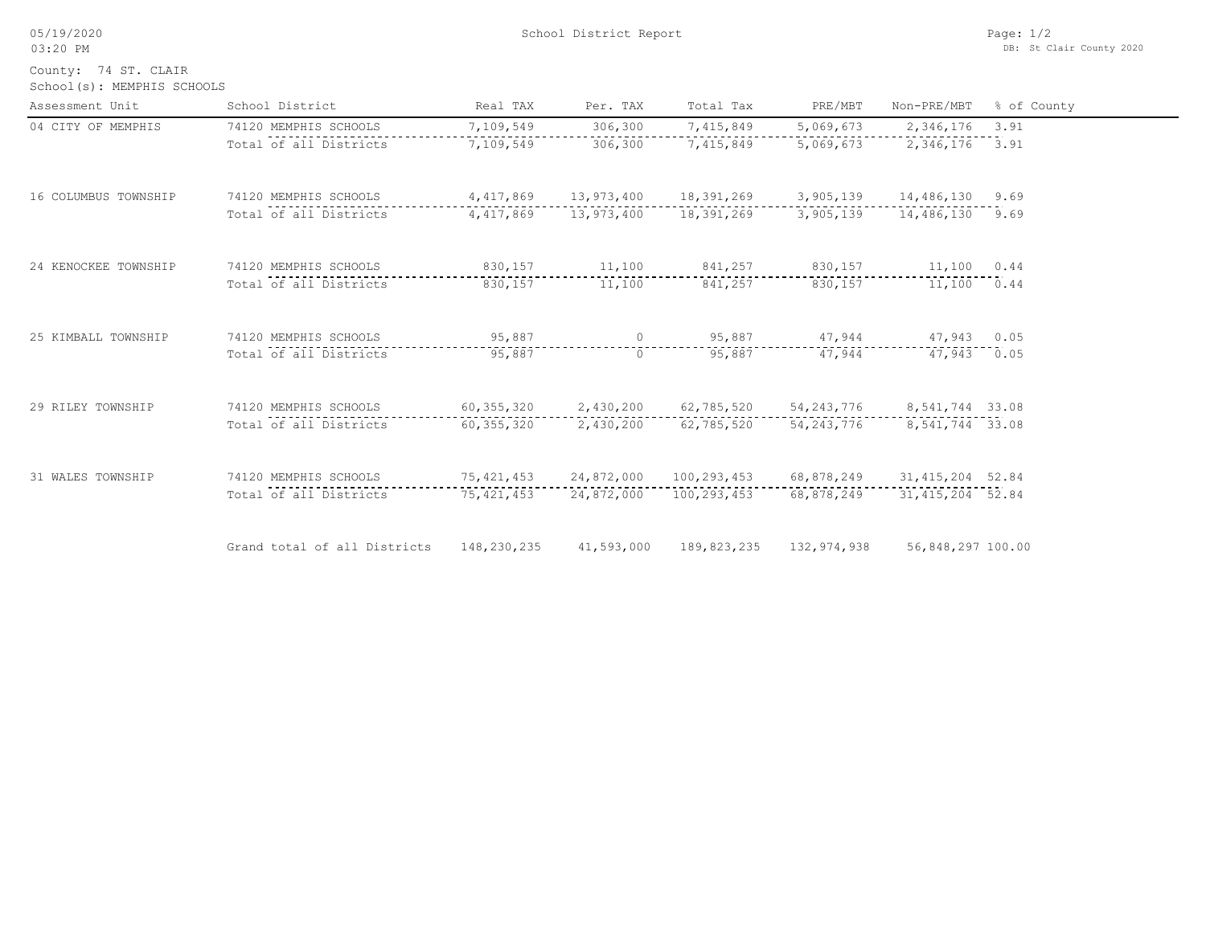# School District Report

05/19/2020
03:20 PM

DB: St Clair County 2020

County: 74 ST. CLAIR
School(s): MEMPHIS SCHOOLS

| Assessment Unit | School District | Real TAX | Per. TAX | Total Tax | PRE/MBT | Non-PRE/MBT | % of County |
|---|---|---|---|---|---|---|---|
| 04 CITY OF MEMPHIS | 74120 MEMPHIS SCHOOLS | 7,109,549 | 306,300 | 7,415,849 | 5,069,673 | 2,346,176 | 3.91 |
| | Total of all Districts | 7,109,549 | 306,300 | 7,415,849 | 5,069,673 | 2,346,176 | 3.91 |
| 16 COLUMBUS TOWNSHIP | 74120 MEMPHIS SCHOOLS | 4,417,869 | 13,973,400 | 18,391,269 | 3,905,139 | 14,486,130 | 9.69 |
| | Total of all Districts | 4,417,869 | 13,973,400 | 18,391,269 | 3,905,139 | 14,486,130 | 9.69 |
| 24 KENOCKEE TOWNSHIP | 74120 MEMPHIS SCHOOLS | 830,157 | 11,100 | 841,257 | 830,157 | 11,100 | 0.44 |
| | Total of all Districts | 830,157 | 11,100 | 841,257 | 830,157 | 11,100 | 0.44 |
| 25 KIMBALL TOWNSHIP | 74120 MEMPHIS SCHOOLS | 95,887 | 0 | 95,887 | 47,944 | 47,943 | 0.05 |
| | Total of all Districts | 95,887 | 0 | 95,887 | 47,944 | 47,943 | 0.05 |
| 29 RILEY TOWNSHIP | 74120 MEMPHIS SCHOOLS | 60,355,320 | 2,430,200 | 62,785,520 | 54,243,776 | 8,541,744 | 33.08 |
| | Total of all Districts | 60,355,320 | 2,430,200 | 62,785,520 | 54,243,776 | 8,541,744 | 33.08 |
| 31 WALES TOWNSHIP | 74120 MEMPHIS SCHOOLS | 75,421,453 | 24,872,000 | 100,293,453 | 68,878,249 | 31,415,204 | 52.84 |
| | Total of all Districts | 75,421,453 | 24,872,000 | 100,293,453 | 68,878,249 | 31,415,204 | 52.84 |
| | Grand total of all Districts | 148,230,235 | 41,593,000 | 189,823,235 | 132,974,938 | 56,848,297 | 100.00 |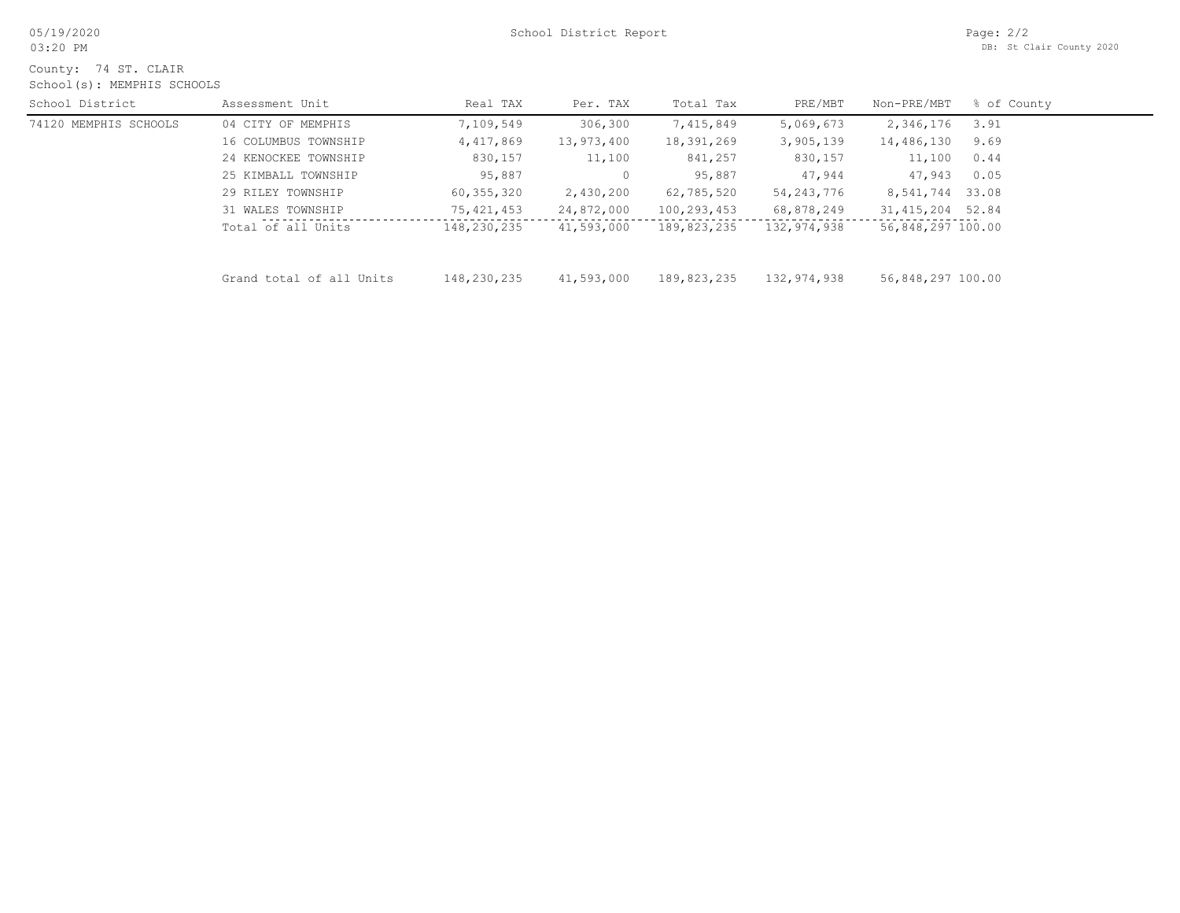05/19/2020
03:20 PM

# School District Report

DB: St Clair County 2020

County: 74 ST. CLAIR
School(s): MEMPHIS SCHOOLS

| School District | Assessment Unit | Real TAX | Per. TAX | Total Tax | PRE/MBT | Non-PRE/MBT | % of County |
|---|---|---|---|---|---|---|---|
| 74120 MEMPHIS SCHOOLS | 04 CITY OF MEMPHIS | 7,109,549 | 306,300 | 7,415,849 | 5,069,673 | 2,346,176 | 3.91 |
| | 16 COLUMBUS TOWNSHIP | 4,417,869 | 13,973,400 | 18,391,269 | 3,905,139 | 14,486,130 | 9.69 |
| | 24 KENOCKEE TOWNSHIP | 830,157 | 11,100 | 841,257 | 830,157 | 11,100 | 0.44 |
| | 25 KIMBALL TOWNSHIP | 95,887 | 0 | 95,887 | 47,944 | 47,943 | 0.05 |
| | 29 RILEY TOWNSHIP | 60,355,320 | 2,430,200 | 62,785,520 | 54,243,776 | 8,541,744 | 33.08 |
| | 31 WALES TOWNSHIP | 75,421,453 | 24,872,000 | 100,293,453 | 68,878,249 | 31,415,204 | 52.84 |
| | Total of all Units | 148,230,235 | 41,593,000 | 189,823,235 | 132,974,938 | 56,848,297 | 100.00 |
| | Grand total of all Units | 148,230,235 | 41,593,000 | 189,823,235 | 132,974,938 | 56,848,297 | 100.00 |